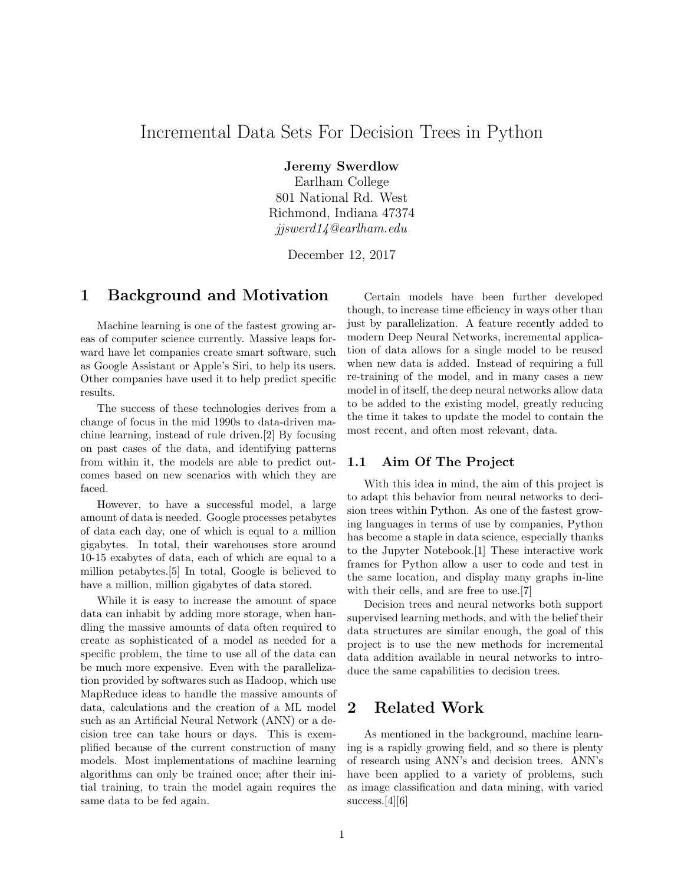# Incremental Data Sets For Decision Trees in Python

**Jeremy Swerdlow**
Earlham College
801 National Rd. West
Richmond, Indiana 47374
*jjswerd14@earlham.edu*

December 12, 2017

## 1 Background and Motivation

Machine learning is one of the fastest growing areas of computer science currently. Massive leaps forward have let companies create smart software, such as Google Assistant or Apple's Siri, to help its users. Other companies have used it to help predict specific results.

The success of these technologies derives from a change of focus in the mid 1990s to data-driven machine learning, instead of rule driven.[2] By focusing on past cases of the data, and identifying patterns from within it, the models are able to predict outcomes based on new scenarios with which they are faced.

However, to have a successful model, a large amount of data is needed. Google processes petabytes of data each day, one of which is equal to a million gigabytes. In total, their warehouses store around 10-15 exabytes of data, each of which are equal to a million petabytes.[5] In total, Google is believed to have a million, million gigabytes of data stored.

While it is easy to increase the amount of space data can inhabit by adding more storage, when handling the massive amounts of data often required to create as sophisticated of a model as needed for a specific problem, the time to use all of the data can be much more expensive. Even with the parallelization provided by softwares such as Hadoop, which use MapReduce ideas to handle the massive amounts of data, calculations and the creation of a ML model such as an Artificial Neural Network (ANN) or a decision tree can take hours or days. This is exemplified because of the current construction of many models. Most implementations of machine learning algorithms can only be trained once; after their initial training, to train the model again requires the same data to be fed again.

Certain models have been further developed though, to increase time efficiency in ways other than just by parallelization. A feature recently added to modern Deep Neural Networks, incremental application of data allows for a single model to be reused when new data is added. Instead of requiring a full re-training of the model, and in many cases a new model in of itself, the deep neural networks allow data to be added to the existing model, greatly reducing the time it takes to update the model to contain the most recent, and often most relevant, data.

### 1.1 Aim Of The Project

With this idea in mind, the aim of this project is to adapt this behavior from neural networks to decision trees within Python. As one of the fastest growing languages in terms of use by companies, Python has become a staple in data science, especially thanks to the Jupyter Notebook.[1] These interactive work frames for Python allow a user to code and test in the same location, and display many graphs in-line with their cells, and are free to use.[7]

Decision trees and neural networks both support supervised learning methods, and with the belief their data structures are similar enough, the goal of this project is to use the new methods for incremental data addition available in neural networks to introduce the same capabilities to decision trees.

## 2 Related Work

As mentioned in the background, machine learning is a rapidly growing field, and so there is plenty of research using ANN's and decision trees. ANN's have been applied to a variety of problems, such as image classification and data mining, with varied success.[4][6]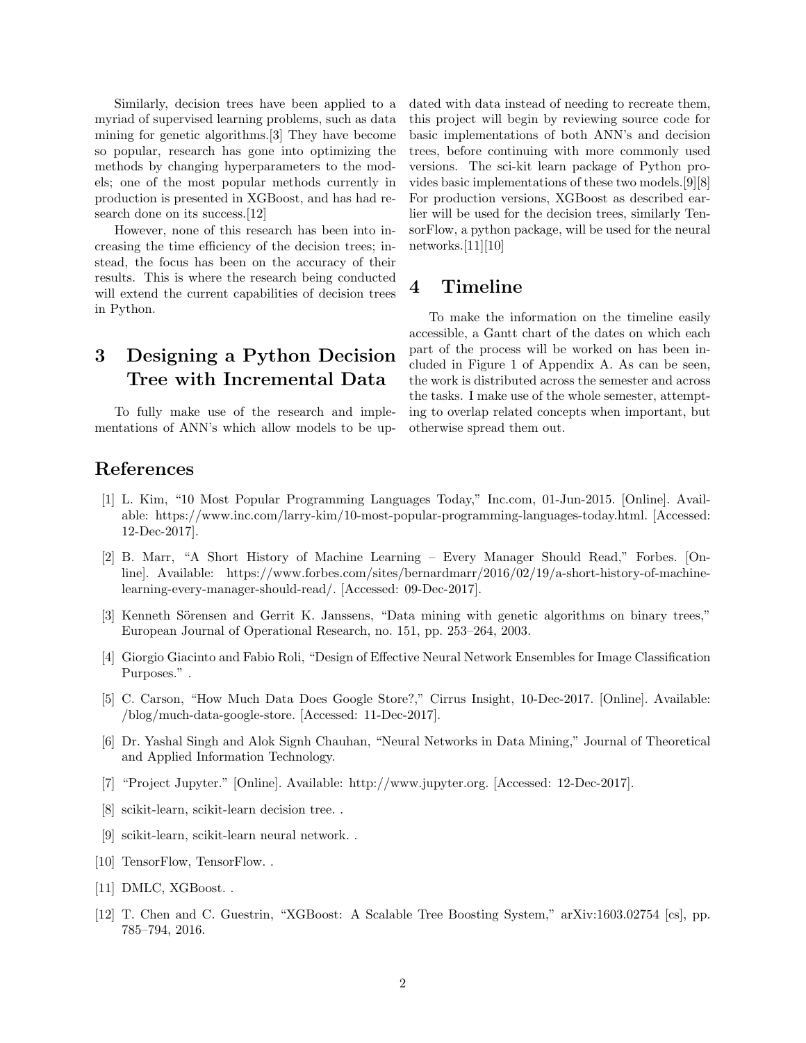Similarly, decision trees have been applied to a myriad of supervised learning problems, such as data mining for genetic algorithms.[3] They have become so popular, research has gone into optimizing the methods by changing hyperparameters to the models; one of the most popular methods currently in production is presented in XGBoost, and has had research done on its success.[12]

However, none of this research has been into increasing the time efficiency of the decision trees; instead, the focus has been on the accuracy of their results. This is where the research being conducted will extend the current capabilities of decision trees in Python.

## 3 Designing a Python Decision Tree with Incremental Data

To fully make use of the research and implementations of ANN's which allow models to be updated with data instead of needing to recreate them, this project will begin by reviewing source code for basic implementations of both ANN's and decision trees, before continuing with more commonly used versions. The sci-kit learn package of Python provides basic implementations of these two models.[9][8] For production versions, XGBoost as described earlier will be used for the decision trees, similarly TensorFlow, a python package, will be used for the neural networks.[11][10]

## 4 Timeline

To make the information on the timeline easily accessible, a Gantt chart of the dates on which each part of the process will be worked on has been included in Figure 1 of Appendix A. As can be seen, the work is distributed across the semester and across the tasks. I make use of the whole semester, attempting to overlap related concepts when important, but otherwise spread them out.

## References

[1] L. Kim, "10 Most Popular Programming Languages Today," Inc.com, 01-Jun-2015. [Online]. Available: https://www.inc.com/larry-kim/10-most-popular-programming-languages-today.html. [Accessed: 12-Dec-2017].

[2] B. Marr, "A Short History of Machine Learning – Every Manager Should Read," Forbes. [Online]. Available: https://www.forbes.com/sites/bernardmarr/2016/02/19/a-short-history-of-machine-learning-every-manager-should-read/. [Accessed: 09-Dec-2017].

[3] Kenneth Sörensen and Gerrit K. Janssens, "Data mining with genetic algorithms on binary trees," European Journal of Operational Research, no. 151, pp. 253–264, 2003.

[4] Giorgio Giacinto and Fabio Roli, "Design of Effective Neural Network Ensembles for Image Classification Purposes." .

[5] C. Carson, "How Much Data Does Google Store?," Cirrus Insight, 10-Dec-2017. [Online]. Available: /blog/much-data-google-store. [Accessed: 11-Dec-2017].

[6] Dr. Yashal Singh and Alok Signh Chauhan, "Neural Networks in Data Mining," Journal of Theoretical and Applied Information Technology.

[7] "Project Jupyter." [Online]. Available: http://www.jupyter.org. [Accessed: 12-Dec-2017].

[8] scikit-learn, scikit-learn decision tree. .

[9] scikit-learn, scikit-learn neural network. .

[10] TensorFlow, TensorFlow. .

[11] DMLC, XGBoost. .

[12] T. Chen and C. Guestrin, "XGBoost: A Scalable Tree Boosting System," arXiv:1603.02754 [cs], pp. 785–794, 2016.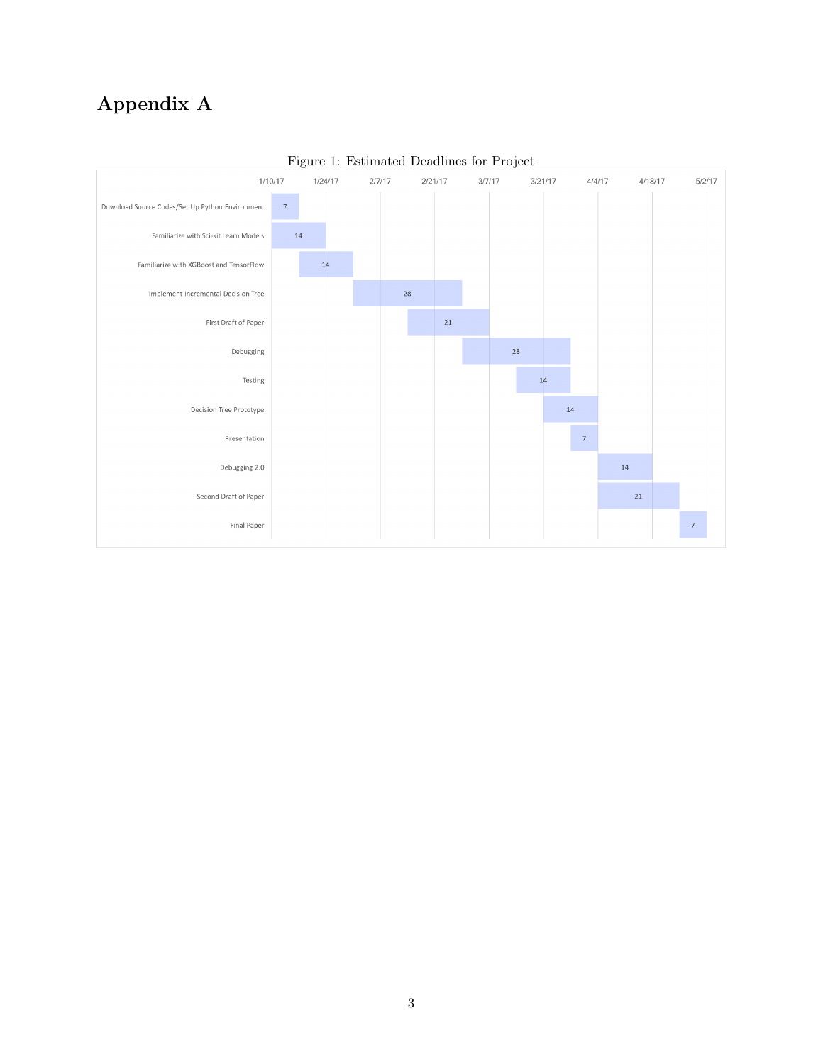# Appendix A

Figure 1: Estimated Deadlines for Project

1/10/17
1/24/17
2/7/17
2/21/17
3/7/17
3/21/17
4/4/17
4/18/17
5/2/17

Download Source Codes/Set Up Python Environment
7

Familiarize with Sci-kit Learn Models
14

Familiarize with XGBoost and TensorFlow
14

Implement Incremental Decision Tree
28

First Draft of Paper
21

Debugging
28

Testing
14

Decision Tree Prototype
14

Presentation
7

Debugging 2.0
14

Second Draft of Paper
21

Final Paper
7